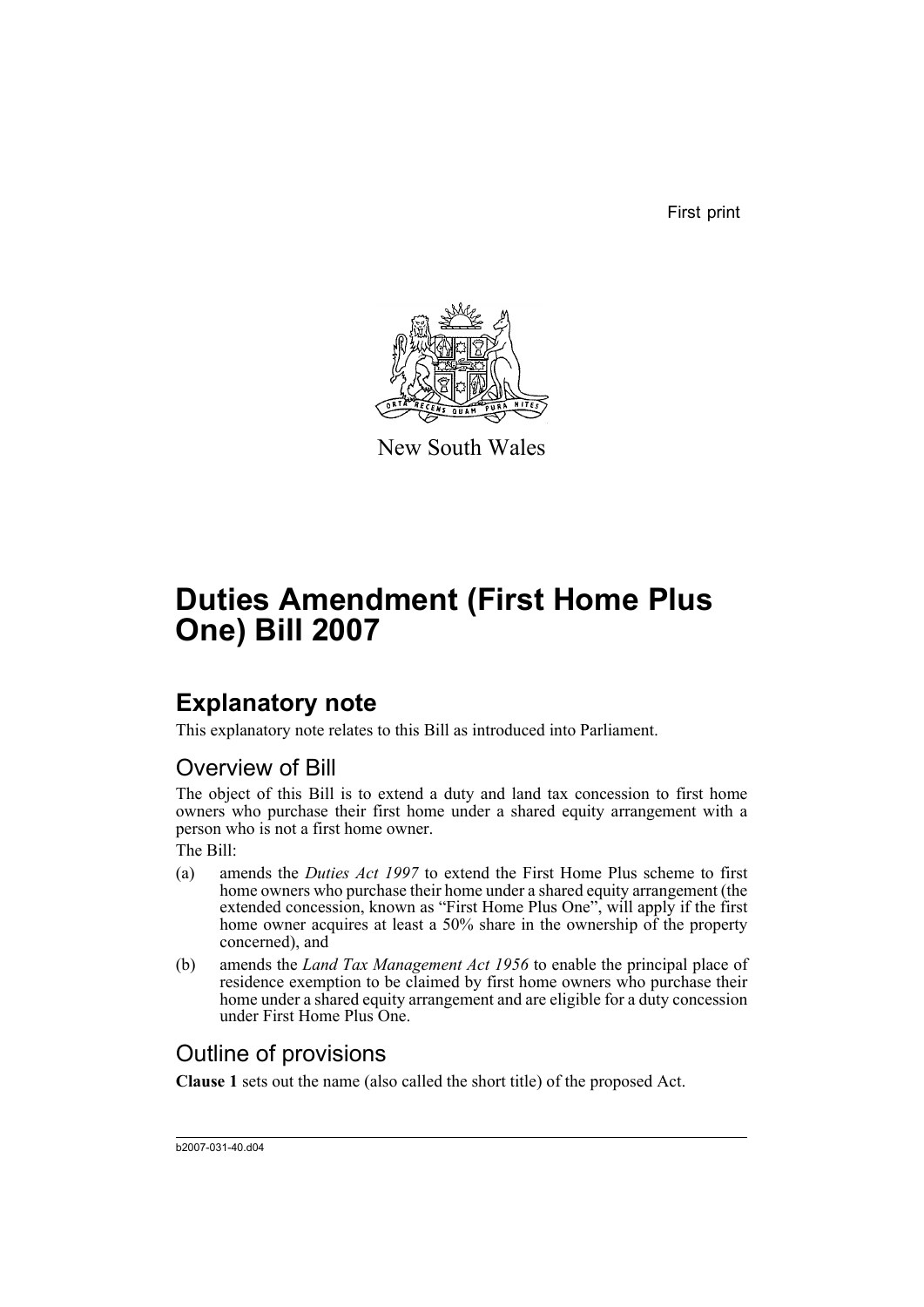First print

New South Wales

# Duties Amendment (First Home Plus One) Bill 2007

## Explanatory note

This explanatory note relates to this Bill as introduced into Parliament.

### Overview of Bill

The object of this Bill is to extend a duty and land tax concession to first home owners who purchase their first home under a shared equity arrangement with a person who is not a first home owner.

The Bill:

(a) amends the *Duties Act 1997* to extend the First Home Plus scheme to first home owners who purchase their home under a shared equity arrangement (the extended concession, known as "First Home Plus One", will apply if the first home owner acquires at least a 50% share in the ownership of the property concerned), and

(b) amends the *Land Tax Management Act 1956* to enable the principal place of residence exemption to be claimed by first home owners who purchase their home under a shared equity arrangement and are eligible for a duty concession under First Home Plus One.

### Outline of provisions

**Clause 1** sets out the name (also called the short title) of the proposed Act.

b2007-031-40.d04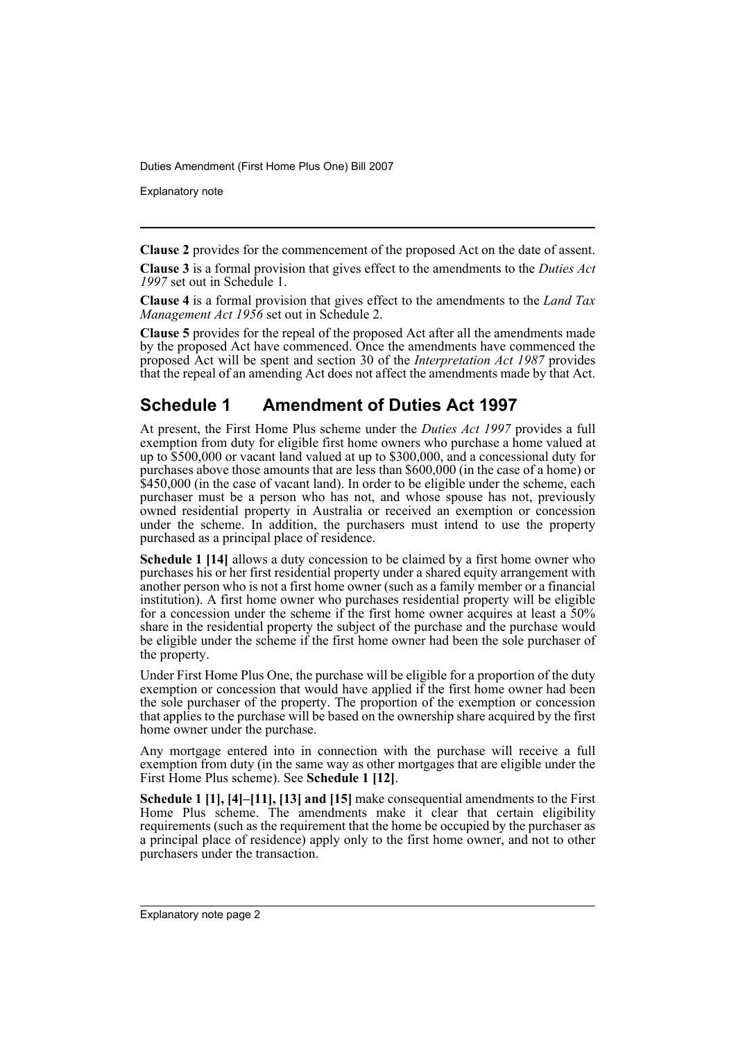**Clause 2** provides for the commencement of the proposed Act on the date of assent.

**Clause 3** is a formal provision that gives effect to the amendments to the *Duties Act 1997* set out in Schedule 1.

**Clause 4** is a formal provision that gives effect to the amendments to the *Land Tax Management Act 1956* set out in Schedule 2.

**Clause 5** provides for the repeal of the proposed Act after all the amendments made by the proposed Act have commenced. Once the amendments have commenced the proposed Act will be spent and section 30 of the *Interpretation Act 1987* provides that the repeal of an amending Act does not affect the amendments made by that Act.

## Schedule 1 Amendment of Duties Act 1997

At present, the First Home Plus scheme under the *Duties Act 1997* provides a full exemption from duty for eligible first home owners who purchase a home valued at up to $500,000 or vacant land valued at up to $300,000, and a concessional duty for purchases above those amounts that are less than $600,000 (in the case of a home) or $450,000 (in the case of vacant land). In order to be eligible under the scheme, each purchaser must be a person who has not, and whose spouse has not, previously owned residential property in Australia or received an exemption or concession under the scheme. In addition, the purchasers must intend to use the property purchased as a principal place of residence.

**Schedule 1 [14]** allows a duty concession to be claimed by a first home owner who purchases his or her first residential property under a shared equity arrangement with another person who is not a first home owner (such as a family member or a financial institution). A first home owner who purchases residential property will be eligible for a concession under the scheme if the first home owner acquires at least a 50% share in the residential property the subject of the purchase and the purchase would be eligible under the scheme if the first home owner had been the sole purchaser of the property.

Under First Home Plus One, the purchase will be eligible for a proportion of the duty exemption or concession that would have applied if the first home owner had been the sole purchaser of the property. The proportion of the exemption or concession that applies to the purchase will be based on the ownership share acquired by the first home owner under the purchase.

Any mortgage entered into in connection with the purchase will receive a full exemption from duty (in the same way as other mortgages that are eligible under the First Home Plus scheme). See **Schedule 1 [12]**.

**Schedule 1 [1], [4]–[11], [13] and [15]** make consequential amendments to the First Home Plus scheme. The amendments make it clear that certain eligibility requirements (such as the requirement that the home be occupied by the purchaser as a principal place of residence) apply only to the first home owner, and not to other purchasers under the transaction.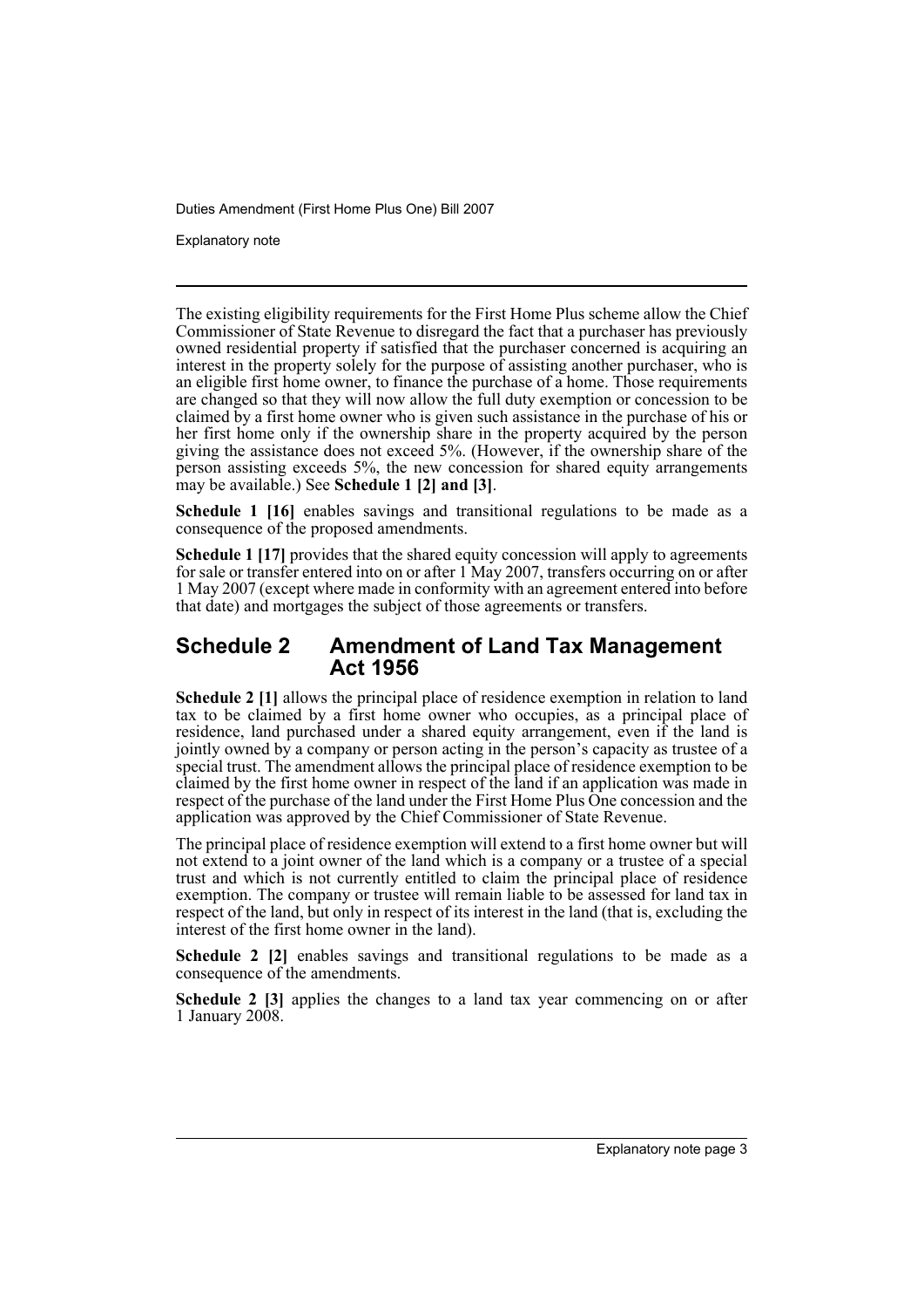The existing eligibility requirements for the First Home Plus scheme allow the Chief Commissioner of State Revenue to disregard the fact that a purchaser has previously owned residential property if satisfied that the purchaser concerned is acquiring an interest in the property solely for the purpose of assisting another purchaser, who is an eligible first home owner, to finance the purchase of a home. Those requirements are changed so that they will now allow the full duty exemption or concession to be claimed by a first home owner who is given such assistance in the purchase of his or her first home only if the ownership share in the property acquired by the person giving the assistance does not exceed 5%. (However, if the ownership share of the person assisting exceeds 5%, the new concession for shared equity arrangements may be available.) See **Schedule 1 [2] and [3]**.

**Schedule 1 [16]** enables savings and transitional regulations to be made as a consequence of the proposed amendments.

**Schedule 1 [17]** provides that the shared equity concession will apply to agreements for sale or transfer entered into on or after 1 May 2007, transfers occurring on or after 1 May 2007 (except where made in conformity with an agreement entered into before that date) and mortgages the subject of those agreements or transfers.

## Schedule 2 Amendment of Land Tax Management Act 1956

**Schedule 2 [1]** allows the principal place of residence exemption in relation to land tax to be claimed by a first home owner who occupies, as a principal place of residence, land purchased under a shared equity arrangement, even if the land is jointly owned by a company or person acting in the person's capacity as trustee of a special trust. The amendment allows the principal place of residence exemption to be claimed by the first home owner in respect of the land if an application was made in respect of the purchase of the land under the First Home Plus One concession and the application was approved by the Chief Commissioner of State Revenue.

The principal place of residence exemption will extend to a first home owner but will not extend to a joint owner of the land which is a company or a trustee of a special trust and which is not currently entitled to claim the principal place of residence exemption. The company or trustee will remain liable to be assessed for land tax in respect of the land, but only in respect of its interest in the land (that is, excluding the interest of the first home owner in the land).

**Schedule 2 [2]** enables savings and transitional regulations to be made as a consequence of the amendments.

**Schedule 2 [3]** applies the changes to a land tax year commencing on or after 1 January 2008.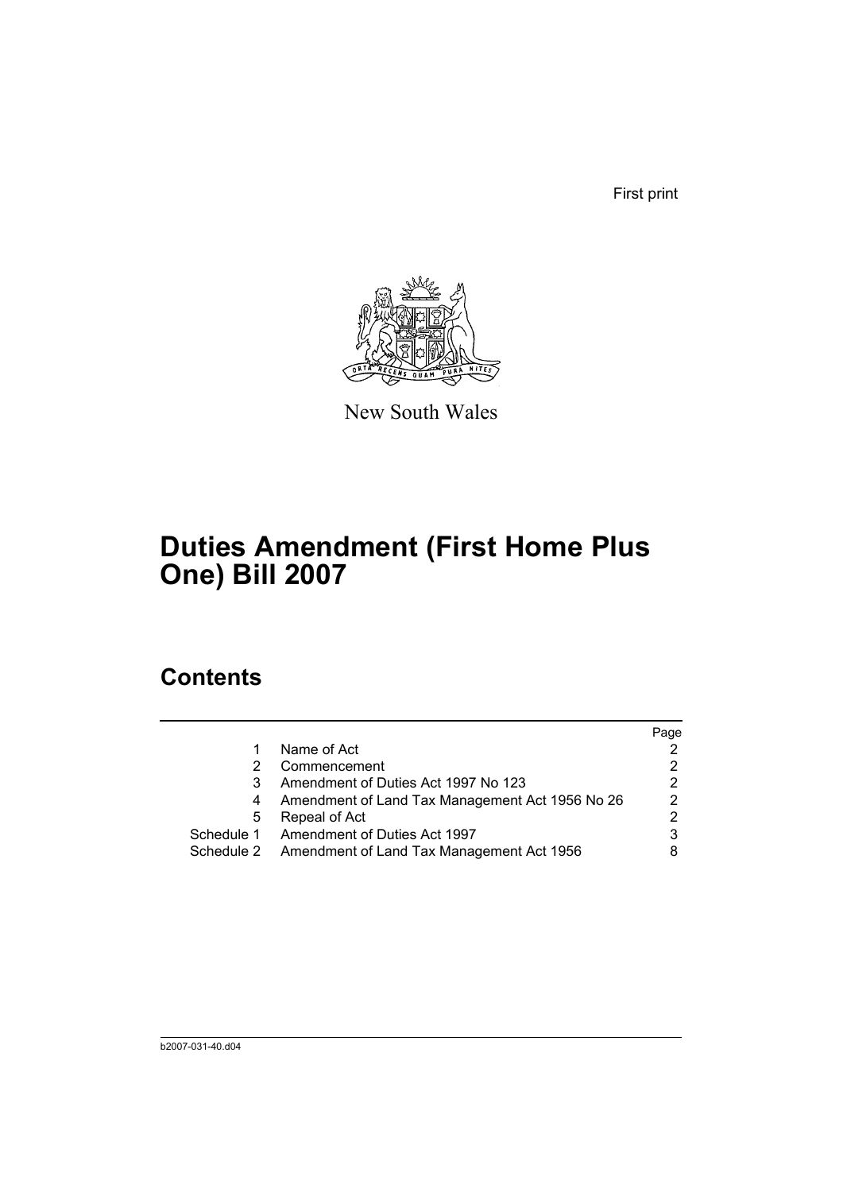First print

New South Wales

# Duties Amendment (First Home Plus One) Bill 2007

## Contents

| | | Page |
|---|---|---|
| 1 | Name of Act | 2 |
| 2 | Commencement | 2 |
| 3 | Amendment of Duties Act 1997 No 123 | 2 |
| 4 | Amendment of Land Tax Management Act 1956 No 26 | 2 |
| 5 | Repeal of Act | 2 |
| Schedule 1 | Amendment of Duties Act 1997 | 3 |
| Schedule 2 | Amendment of Land Tax Management Act 1956 | 8 |

b2007-031-40.d04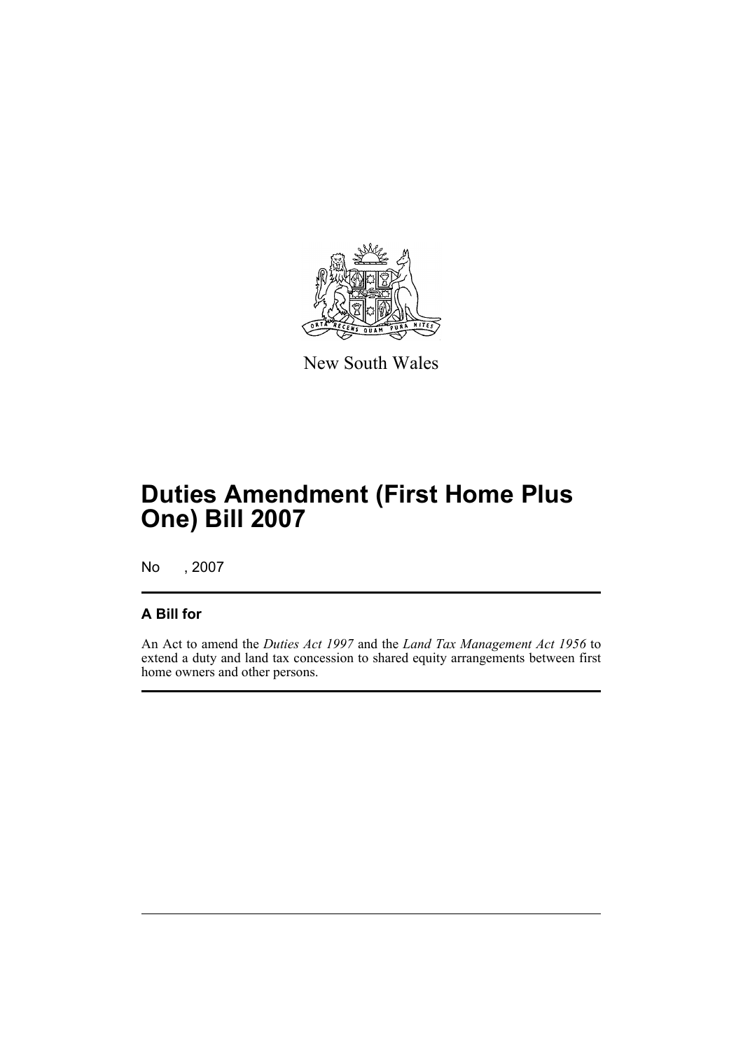New South Wales

# Duties Amendment (First Home Plus One) Bill 2007

No , 2007

## A Bill for

An Act to amend the *Duties Act 1997* and the *Land Tax Management Act 1956* to extend a duty and land tax concession to shared equity arrangements between first home owners and other persons.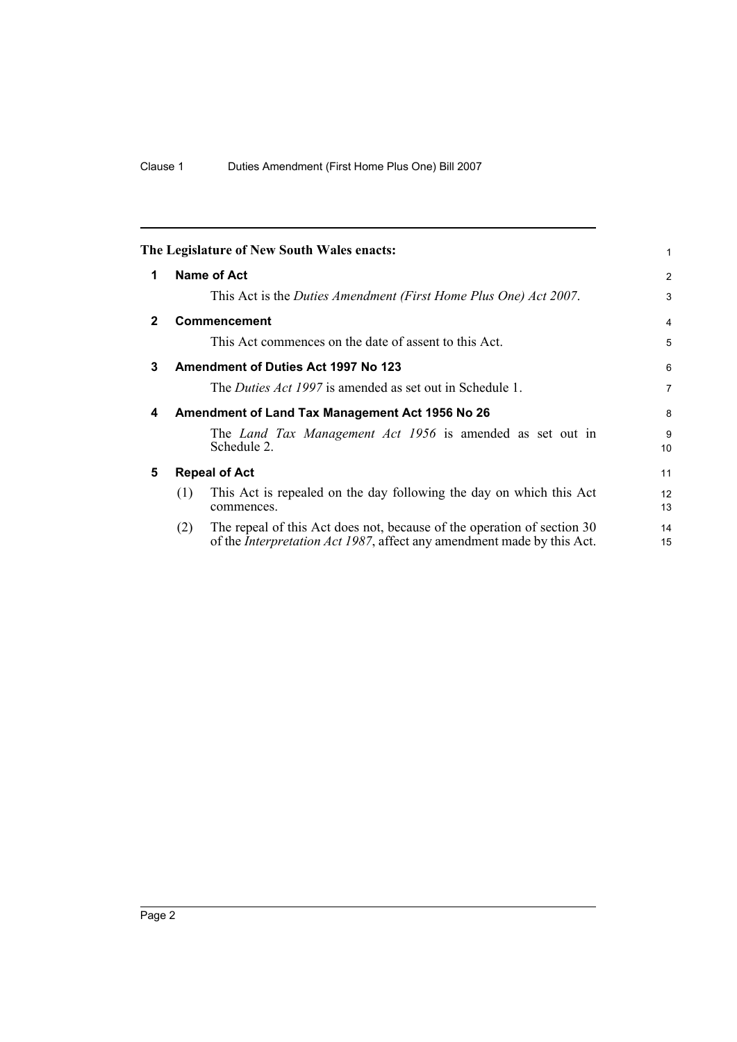The Legislature of New South Wales enacts:

## 1 Name of Act

This Act is the *Duties Amendment (First Home Plus One) Act 2007*.

## 2 Commencement

This Act commences on the date of assent to this Act.

## 3 Amendment of Duties Act 1997 No 123

The *Duties Act 1997* is amended as set out in Schedule 1.

## 4 Amendment of Land Tax Management Act 1956 No 26

The *Land Tax Management Act 1956* is amended as set out in Schedule 2.

## 5 Repeal of Act

(1) This Act is repealed on the day following the day on which this Act commences.

(2) The repeal of this Act does not, because of the operation of section 30 of the *Interpretation Act 1987*, affect any amendment made by this Act.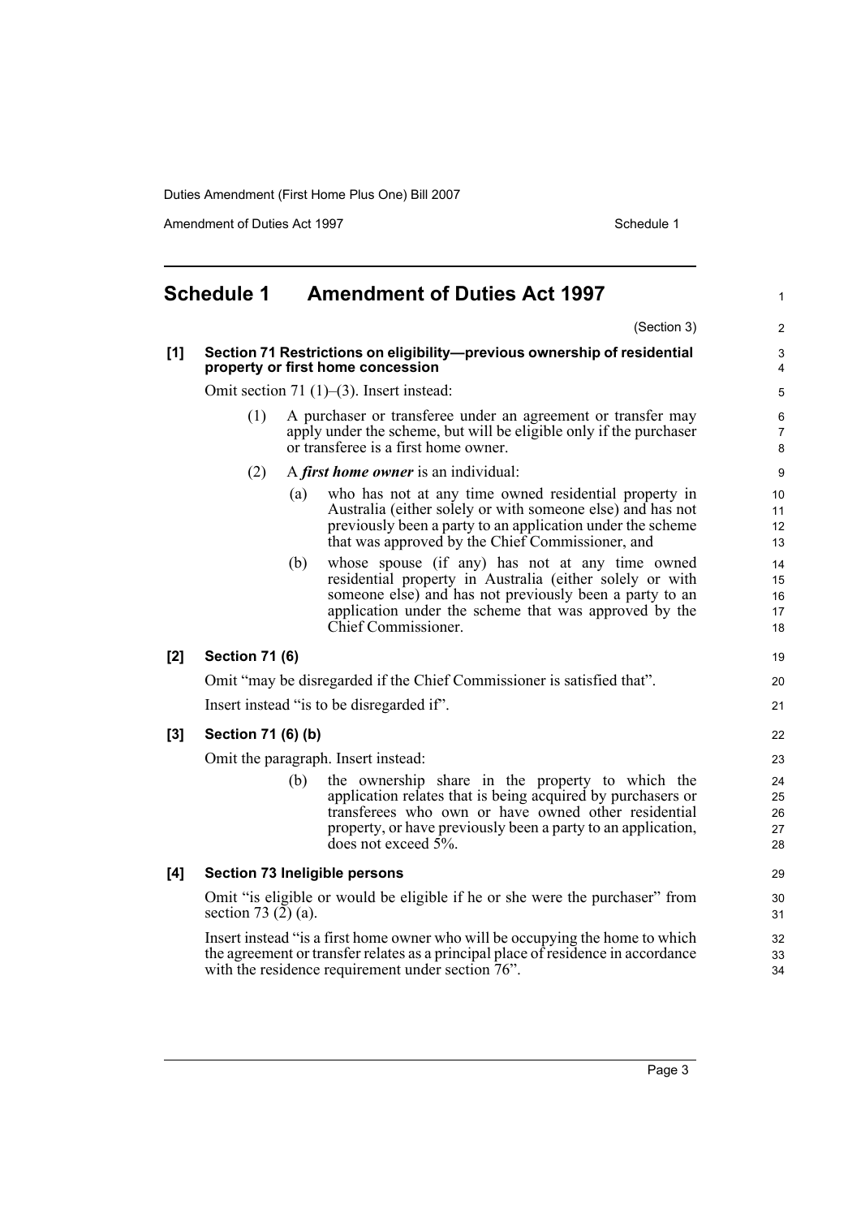# Schedule 1 Amendment of Duties Act 1997

(Section 3)

**[1] Section 71 Restrictions on eligibility—previous ownership of residential property or first home concession**

Omit section 71 (1)–(3). Insert instead:

(1) A purchaser or transferee under an agreement or transfer may apply under the scheme, but will be eligible only if the purchaser or transferee is a first home owner.

(2) A ***first home owner*** is an individual:

(a) who has not at any time owned residential property in Australia (either solely or with someone else) and has not previously been a party to an application under the scheme that was approved by the Chief Commissioner, and

(b) whose spouse (if any) has not at any time owned residential property in Australia (either solely or with someone else) and has not previously been a party to an application under the scheme that was approved by the Chief Commissioner.

**[2] Section 71 (6)**

Omit "may be disregarded if the Chief Commissioner is satisfied that".

Insert instead "is to be disregarded if".

**[3] Section 71 (6) (b)**

Omit the paragraph. Insert instead:

(b) the ownership share in the property to which the application relates that is being acquired by purchasers or transferees who own or have owned other residential property, or have previously been a party to an application, does not exceed 5%.

**[4] Section 73 Ineligible persons**

Omit "is eligible or would be eligible if he or she were the purchaser" from section 73 (2) (a).

Insert instead "is a first home owner who will be occupying the home to which the agreement or transfer relates as a principal place of residence in accordance with the residence requirement under section 76".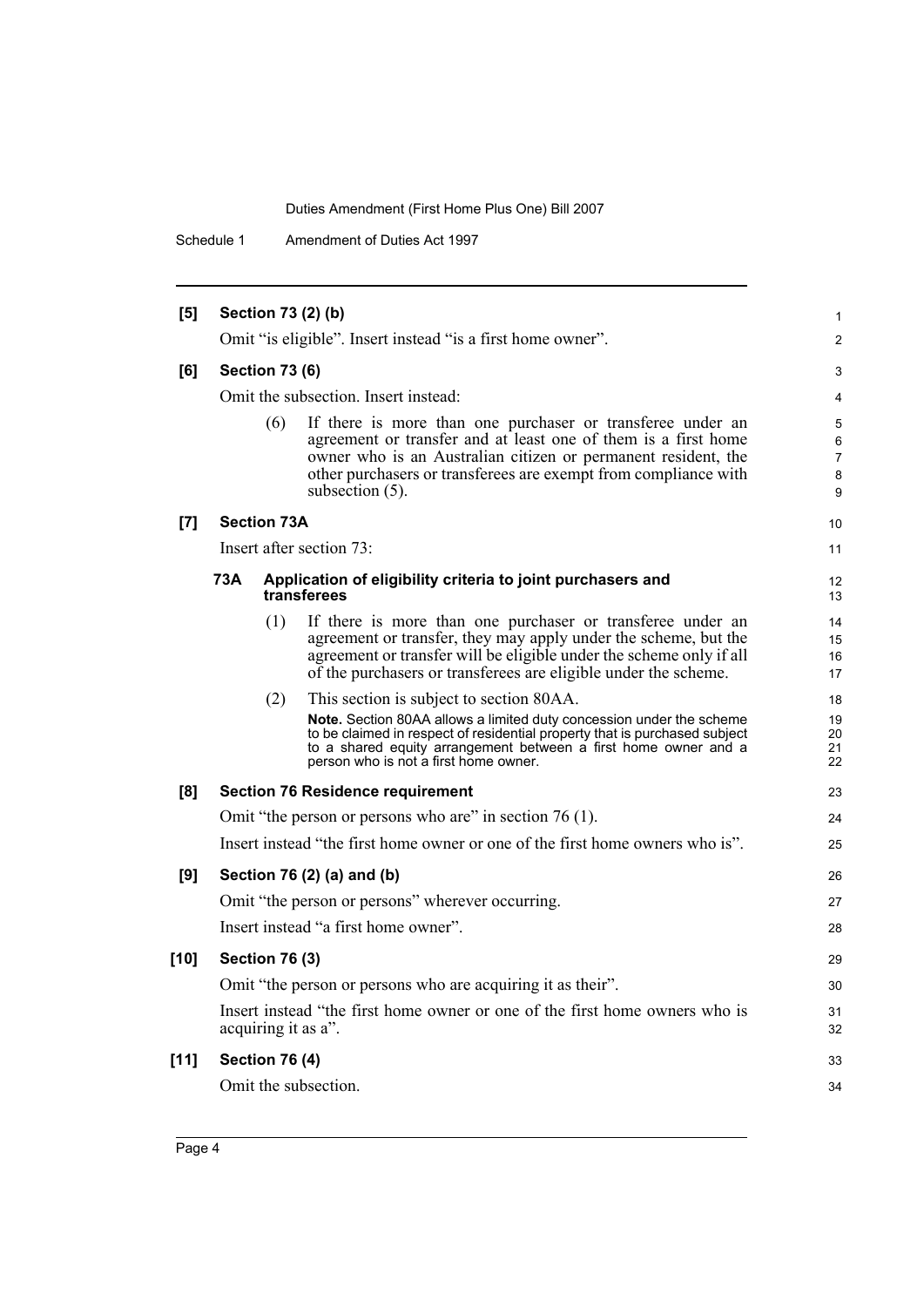**[5] Section 73 (2) (b)**

Omit "is eligible". Insert instead "is a first home owner".

**[6] Section 73 (6)**

Omit the subsection. Insert instead:

(6) If there is more than one purchaser or transferee under an agreement or transfer and at least one of them is a first home owner who is an Australian citizen or permanent resident, the other purchasers or transferees are exempt from compliance with subsection (5).

**[7] Section 73A**

Insert after section 73:

**73A Application of eligibility criteria to joint purchasers and transferees**

(1) If there is more than one purchaser or transferee under an agreement or transfer, they may apply under the scheme, but the agreement or transfer will be eligible under the scheme only if all of the purchasers or transferees are eligible under the scheme.

(2) This section is subject to section 80AA.

**Note.** Section 80AA allows a limited duty concession under the scheme to be claimed in respect of residential property that is purchased subject to a shared equity arrangement between a first home owner and a person who is not a first home owner.

**[8] Section 76 Residence requirement**

Omit "the person or persons who are" in section 76 (1).

Insert instead "the first home owner or one of the first home owners who is".

**[9] Section 76 (2) (a) and (b)**

Omit "the person or persons" wherever occurring.

Insert instead "a first home owner".

**[10] Section 76 (3)**

Omit "the person or persons who are acquiring it as their".

Insert instead "the first home owner or one of the first home owners who is acquiring it as a".

**[11] Section 76 (4)**

Omit the subsection.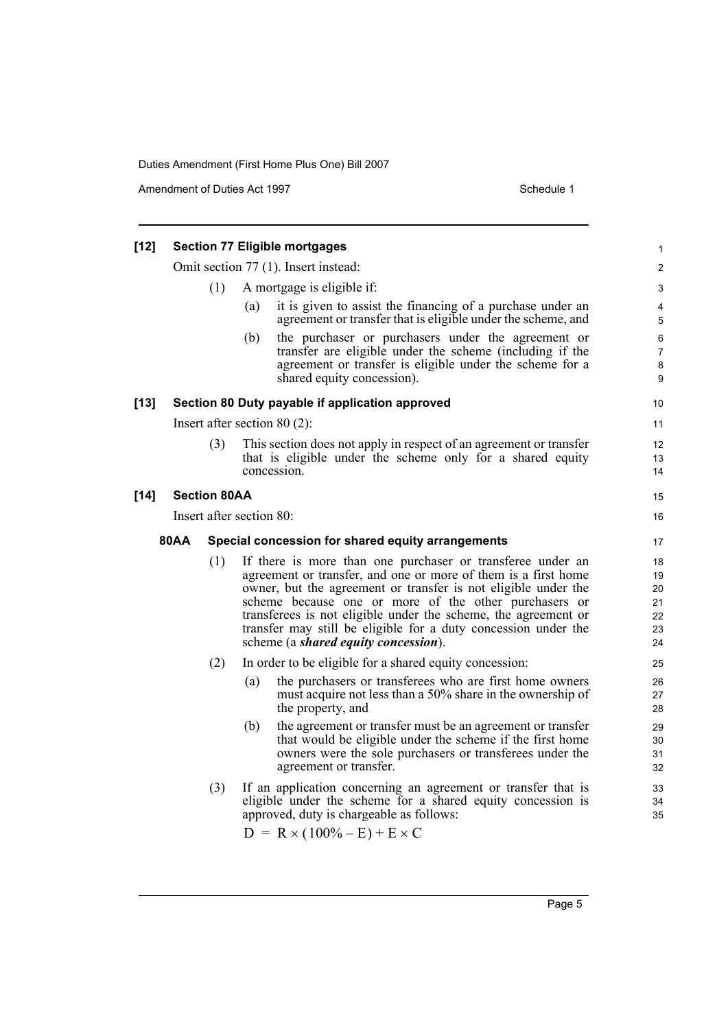**[12] Section 77 Eligible mortgages**

Omit section 77 (1). Insert instead:

(1) A mortgage is eligible if:

(a) it is given to assist the financing of a purchase under an agreement or transfer that is eligible under the scheme, and

(b) the purchaser or purchasers under the agreement or transfer are eligible under the scheme (including if the agreement or transfer is eligible under the scheme for a shared equity concession).

**[13] Section 80 Duty payable if application approved**

Insert after section 80 (2):

(3) This section does not apply in respect of an agreement or transfer that is eligible under the scheme only for a shared equity concession.

**[14] Section 80AA**

Insert after section 80:

**80AA Special concession for shared equity arrangements**

(1) If there is more than one purchaser or transferee under an agreement or transfer, and one or more of them is a first home owner, but the agreement or transfer is not eligible under the scheme because one or more of the other purchasers or transferees is not eligible under the scheme, the agreement or transfer may still be eligible for a duty concession under the scheme (a ***shared equity concession***).

(2) In order to be eligible for a shared equity concession:

(a) the purchasers or transferees who are first home owners must acquire not less than a 50% share in the ownership of the property, and

(b) the agreement or transfer must be an agreement or transfer that would be eligible under the scheme if the first home owners were the sole purchasers or transferees under the agreement or transfer.

(3) If an application concerning an agreement or transfer that is eligible under the scheme for a shared equity concession is approved, duty is chargeable as follows:

$$D = R \times (100\% - E) + E \times C$$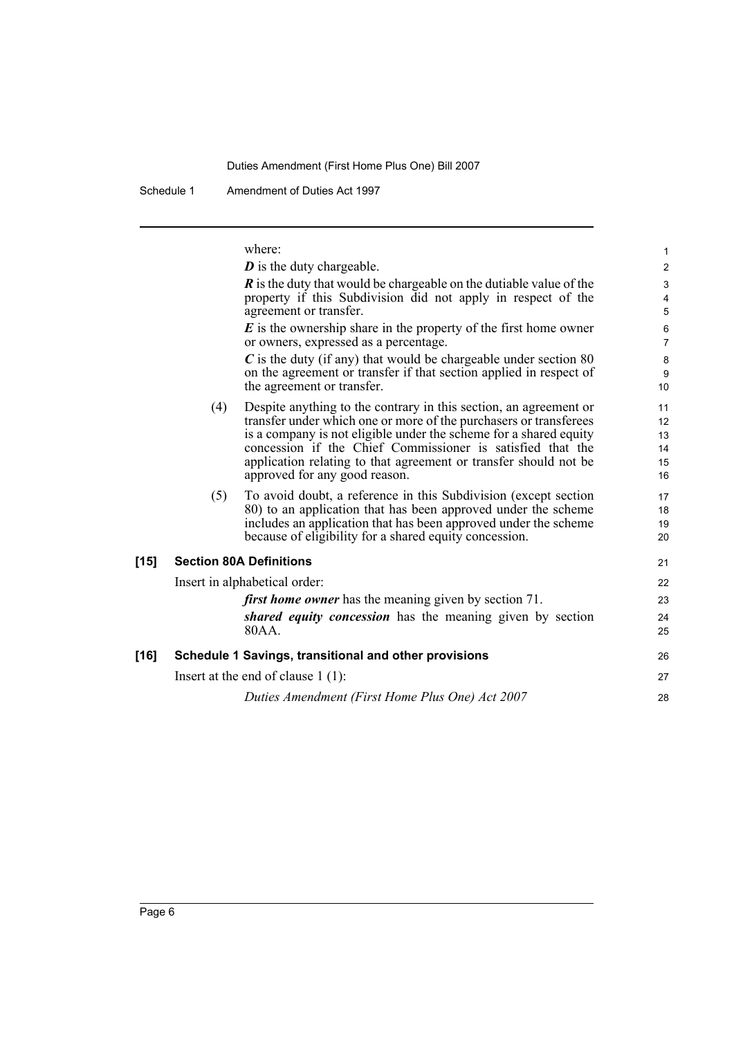where:

***D*** is the duty chargeable.

***R*** is the duty that would be chargeable on the dutiable value of the property if this Subdivision did not apply in respect of the agreement or transfer.

***E*** is the ownership share in the property of the first home owner or owners, expressed as a percentage.

***C*** is the duty (if any) that would be chargeable under section 80 on the agreement or transfer if that section applied in respect of the agreement or transfer.

(4) Despite anything to the contrary in this section, an agreement or transfer under which one or more of the purchasers or transferees is a company is not eligible under the scheme for a shared equity concession if the Chief Commissioner is satisfied that the application relating to that agreement or transfer should not be approved for any good reason.

(5) To avoid doubt, a reference in this Subdivision (except section 80) to an application that has been approved under the scheme includes an application that has been approved under the scheme because of eligibility for a shared equity concession.

**[15] Section 80A Definitions**

Insert in alphabetical order:

***first home owner*** has the meaning given by section 71.

***shared equity concession*** has the meaning given by section 80AA.

**[16] Schedule 1 Savings, transitional and other provisions**

Insert at the end of clause 1 (1):

*Duties Amendment (First Home Plus One) Act 2007*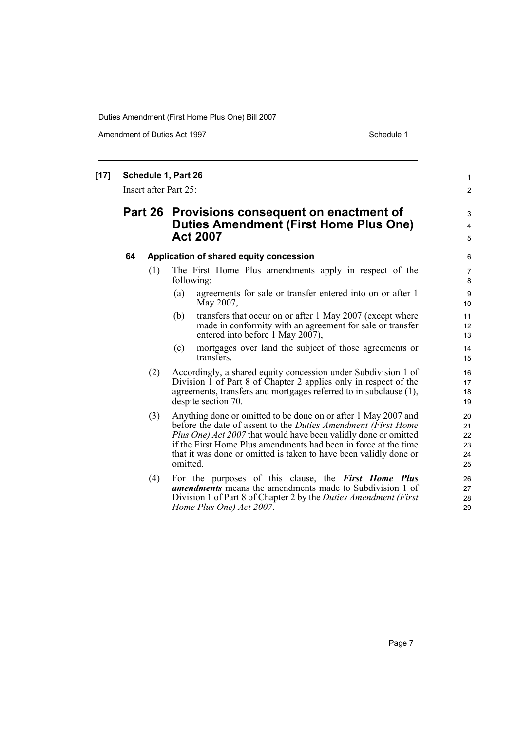**[17] Schedule 1, Part 26**

Insert after Part 25:

## Part 26 Provisions consequent on enactment of Duties Amendment (First Home Plus One) Act 2007

### 64 Application of shared equity concession

(1) The First Home Plus amendments apply in respect of the following:

- (a) agreements for sale or transfer entered into on or after 1 May 2007,
- (b) transfers that occur on or after 1 May 2007 (except where made in conformity with an agreement for sale or transfer entered into before 1 May 2007),
- (c) mortgages over land the subject of those agreements or transfers.

(2) Accordingly, a shared equity concession under Subdivision 1 of Division 1 of Part 8 of Chapter 2 applies only in respect of the agreements, transfers and mortgages referred to in subclause (1), despite section 70.

(3) Anything done or omitted to be done on or after 1 May 2007 and before the date of assent to the *Duties Amendment (First Home Plus One) Act 2007* that would have been validly done or omitted if the First Home Plus amendments had been in force at the time that it was done or omitted is taken to have been validly done or omitted.

(4) For the purposes of this clause, the ***First Home Plus amendments*** means the amendments made to Subdivision 1 of Division 1 of Part 8 of Chapter 2 by the *Duties Amendment (First Home Plus One) Act 2007*.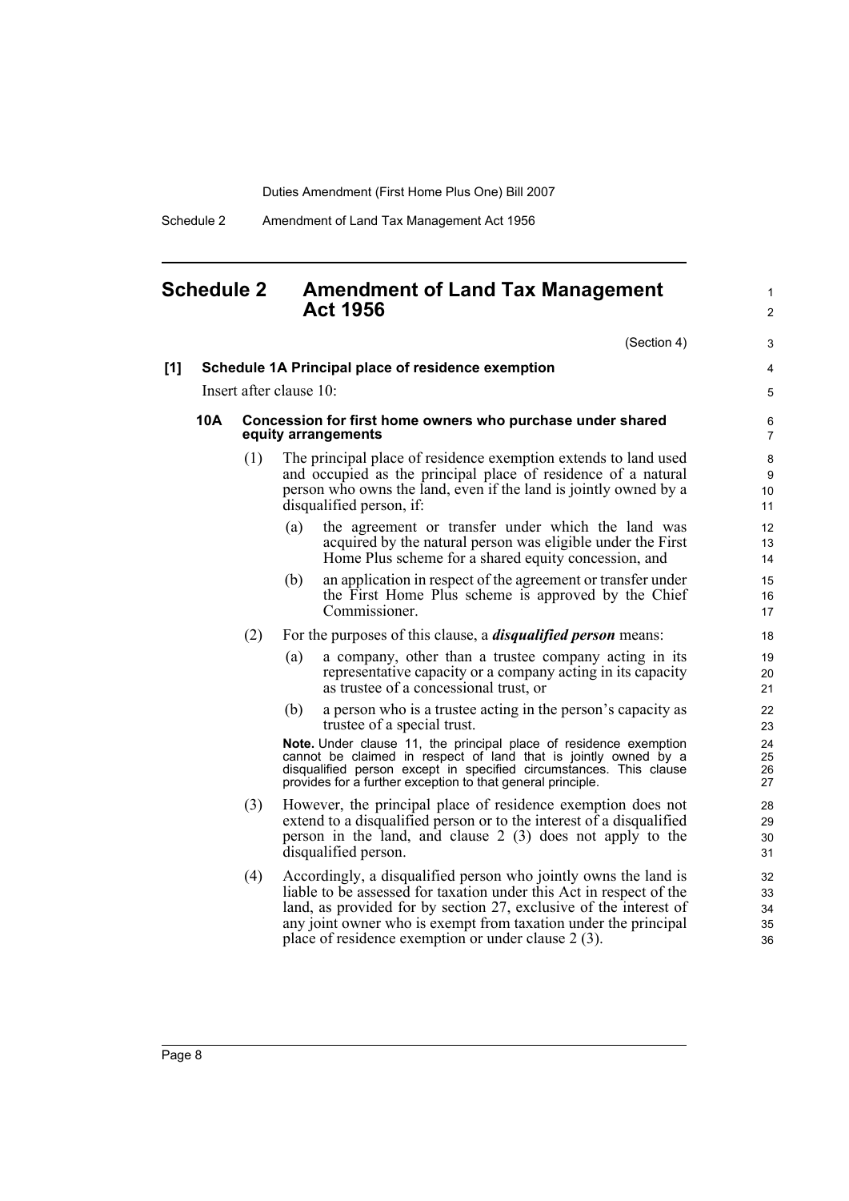## Schedule 2 Amendment of Land Tax Management Act 1956

(Section 4)

**[1] Schedule 1A Principal place of residence exemption**

Insert after clause 10:

**10A Concession for first home owners who purchase under shared equity arrangements**

(1) The principal place of residence exemption extends to land used and occupied as the principal place of residence of a natural person who owns the land, even if the land is jointly owned by a disqualified person, if:

(a) the agreement or transfer under which the land was acquired by the natural person was eligible under the First Home Plus scheme for a shared equity concession, and

(b) an application in respect of the agreement or transfer under the First Home Plus scheme is approved by the Chief Commissioner.

(2) For the purposes of this clause, a ***disqualified person*** means:

(a) a company, other than a trustee company acting in its representative capacity or a company acting in its capacity as trustee of a concessional trust, or

(b) a person who is a trustee acting in the person's capacity as trustee of a special trust.

**Note.** Under clause 11, the principal place of residence exemption cannot be claimed in respect of land that is jointly owned by a disqualified person except in specified circumstances. This clause provides for a further exception to that general principle.

(3) However, the principal place of residence exemption does not extend to a disqualified person or to the interest of a disqualified person in the land, and clause 2 (3) does not apply to the disqualified person.

(4) Accordingly, a disqualified person who jointly owns the land is liable to be assessed for taxation under this Act in respect of the land, as provided for by section 27, exclusive of the interest of any joint owner who is exempt from taxation under the principal place of residence exemption or under clause 2 (3).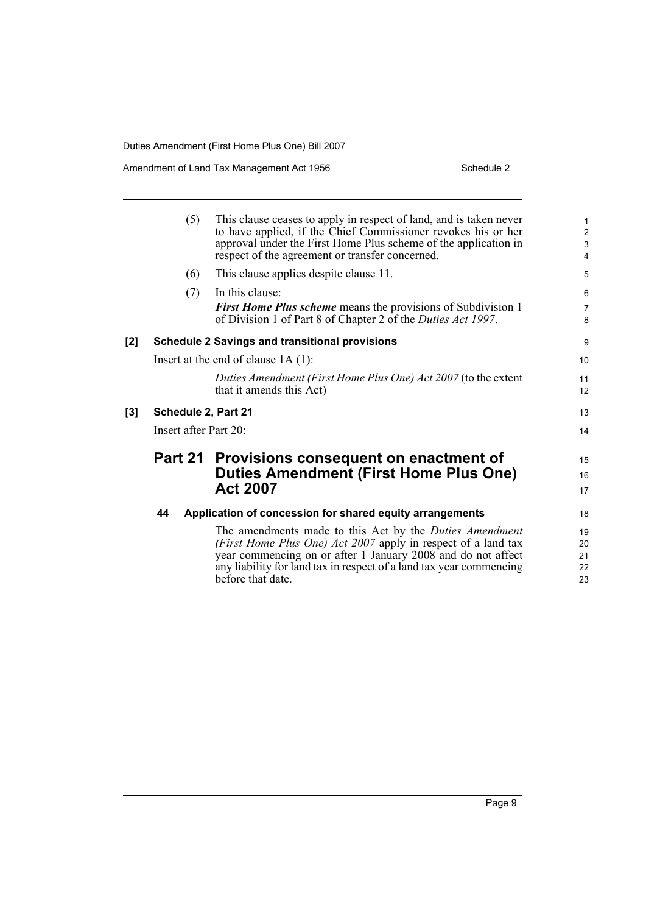(5) This clause ceases to apply in respect of land, and is taken never to have applied, if the Chief Commissioner revokes his or her approval under the First Home Plus scheme of the application in respect of the agreement or transfer concerned.

(6) This clause applies despite clause 11.

(7) In this clause:

***First Home Plus scheme*** means the provisions of Subdivision 1 of Division 1 of Part 8 of Chapter 2 of the *Duties Act 1997*.

**[2] Schedule 2 Savings and transitional provisions**

Insert at the end of clause 1A (1):

*Duties Amendment (First Home Plus One) Act 2007* (to the extent that it amends this Act)

**[3] Schedule 2, Part 21**

Insert after Part 20:

## Part 21 Provisions consequent on enactment of Duties Amendment (First Home Plus One) Act 2007

### 44 Application of concession for shared equity arrangements

The amendments made to this Act by the *Duties Amendment (First Home Plus One) Act 2007* apply in respect of a land tax year commencing on or after 1 January 2008 and do not affect any liability for land tax in respect of a land tax year commencing before that date.